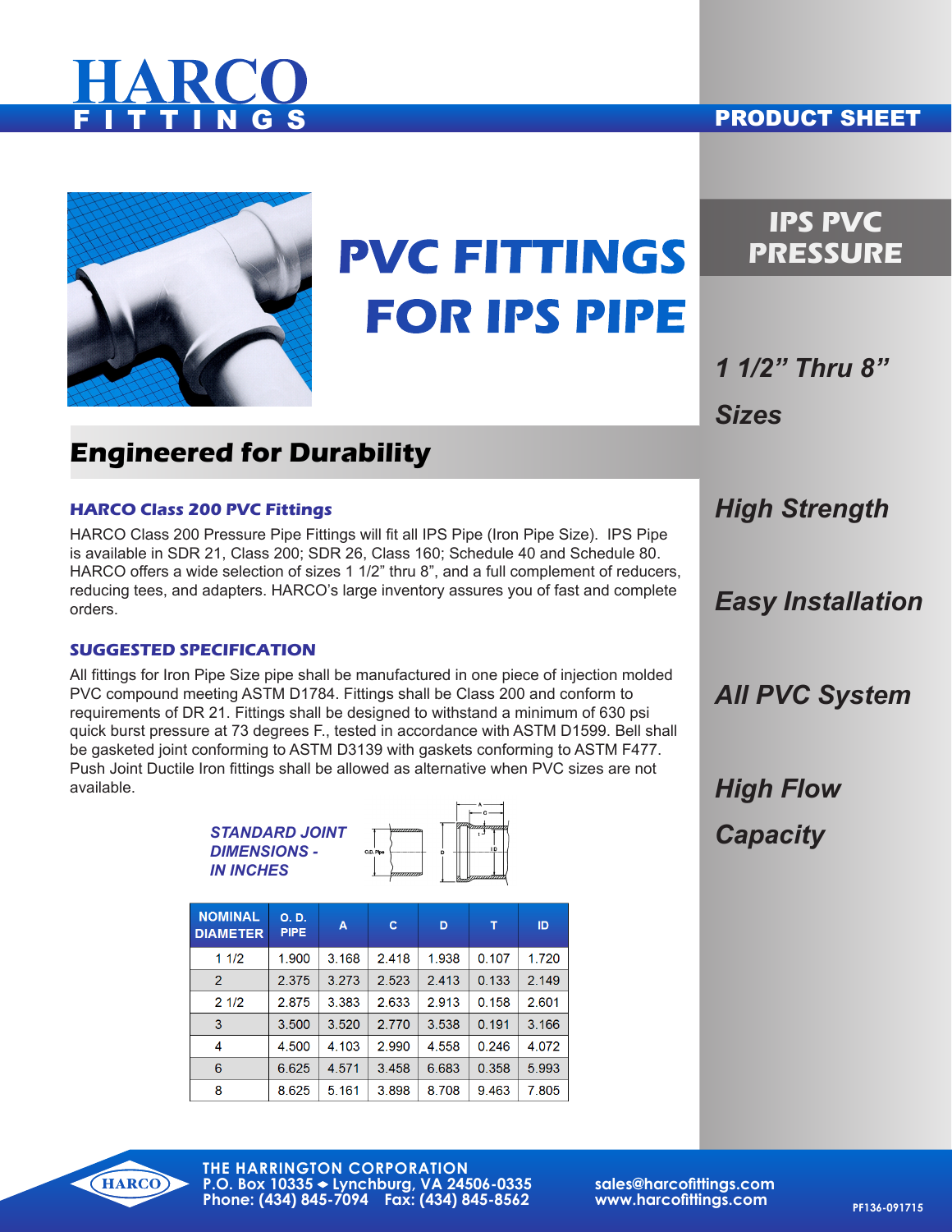# HARCO FITTINGS

PRODUCT SHEET

# PVC FITTINGS FOR IPS PIPE

## IPS PVC PRESSURE

*1 1/2" Thru 8" Sizes*

*High Strength*

*Easy Installation*

*All PVC System*

*High Flow Capacity*

## Engineered for Durability

### HARCO Class 200 PVC Fittings

HARCO Class 200 Pressure Pipe Fittings will fit all IPS Pipe (Iron Pipe Size). IPS Pipe is available in SDR 21, Class 200; SDR 26, Class 160; Schedule 40 and Schedule 80. HARCO offers a wide selection of sizes 1 1/2" thru 8", and a full complement of reducers, reducing tees, and adapters. HARCO's large inventory assures you of fast and complete orders.

### SUGGESTED SPECIFICATION

All fittings for Iron Pipe Size pipe shall be manufactured in one piece of injection molded PVC compound meeting ASTM D1784. Fittings shall be Class 200 and conform to requirements of DR 21. Fittings shall be designed to withstand a minimum of 630 psi quick burst pressure at 73 degrees F., tested in accordance with ASTM D1599. Bell shall be gasketed joint conforming to ASTM D3139 with gaskets conforming to ASTM F477. Push Joint Ductile Iron fittings shall be allowed as alternative when PVC sizes are not available.

*STANDARD JOINT DIMENSIONS - IN INCHES*

| NOMINAL DIAMETER | O. D. PIPE | A | C | D | T | ID |
|---|---|---|---|---|---|---|
| 1 1/2 | 1.900 | 3.168 | 2.418 | 1.938 | 0.107 | 1.720 |
| 2 | 2.375 | 3.273 | 2.523 | 2.413 | 0.133 | 2.149 |
| 2 1/2 | 2.875 | 3.383 | 2.633 | 2.913 | 0.158 | 2.601 |
| 3 | 3.500 | 3.520 | 2.770 | 3.538 | 0.191 | 3.166 |
| 4 | 4.500 | 4.103 | 2.990 | 4.558 | 0.246 | 4.072 |
| 6 | 6.625 | 4.571 | 3.458 | 6.683 | 0.358 | 5.993 |
| 8 | 8.625 | 5.161 | 3.898 | 8.708 | 9.463 | 7.805 |

THE HARRINGTON CORPORATION
P.O. Box 10335 ◆ Lynchburg, VA 24506-0335
Phone: (434) 845-7094 Fax: (434) 845-8562

sales@harcofittings.com
www.harcofittings.com

PF136-091715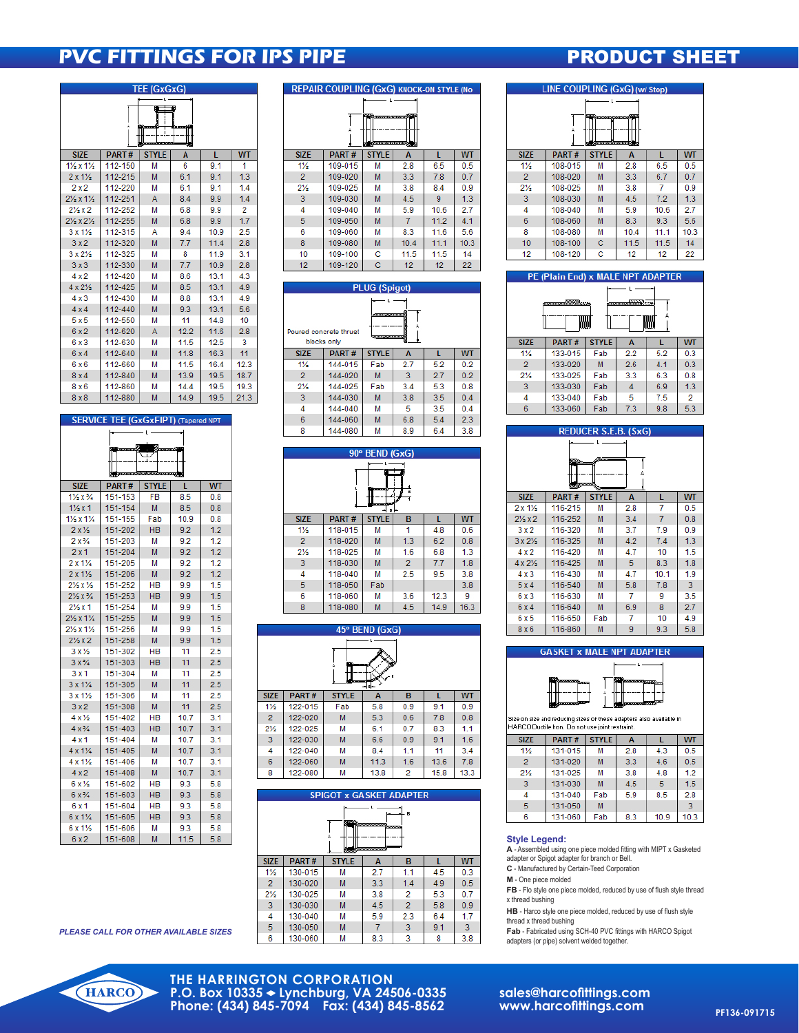# PVC FITTINGS FOR IPS PIPE

## PRODUCT SHEET

### TEE (GxGxG)

| SIZE | PART # | STYLE | A | L | WT |
|---|---|---|---|---|---|
| 1½ x 1½ | 112-150 | M | 6 | 9.1 | 1 |
| 2 x 1½ | 112-215 | M | 6.1 | 9.1 | 1.3 |
| 2 x 2 | 112-220 | M | 6.1 | 9.1 | 1.4 |
| 2½ x 1½ | 112-251 | A | 8.4 | 9.9 | 1.4 |
| 2½ x 2 | 112-252 | M | 6.8 | 9.9 | 2 |
| 2½ x 2½ | 112-255 | M | 6.8 | 9.9 | 1.7 |
| 3 x 1½ | 112-315 | A | 9.4 | 10.9 | 2.5 |
| 3 x 2 | 112-320 | M | 7.7 | 11.4 | 2.8 |
| 3 x 2½ | 112-325 | M | 8 | 11.9 | 3.1 |
| 3 x 3 | 112-330 | M | 7.7 | 10.9 | 2.8 |
| 4 x 2 | 112-420 | M | 8.6 | 13.1 | 4.3 |
| 4 x 2½ | 112-425 | M | 8.5 | 13.1 | 4.9 |
| 4 x 3 | 112-430 | M | 8.8 | 13.1 | 4.9 |
| 4 x 4 | 112-440 | M | 9.3 | 13.1 | 5.6 |
| 5 x 5 | 112-550 | M | 11 | 14.8 | 10 |
| 6 x 2 | 112-620 | A | 12.2 | 11.6 | 2.8 |
| 6 x 3 | 112-630 | M | 11.5 | 12.5 | 3 |
| 6 x 4 | 112-640 | M | 11.8 | 16.3 | 11 |
| 6 x 6 | 112-660 | M | 11.5 | 16.4 | 12.3 |
| 8 x 4 | 112-840 | M | 13.9 | 19.5 | 18.7 |
| 8 x 6 | 112-860 | M | 14.4 | 19.5 | 19.3 |
| 8 x 8 | 112-880 | M | 14.9 | 19.5 | 21.3 |

### SERVICE TEE (GxGxFIPT) (Tapered NPT

| SIZE | PART # | STYLE | L | WT |
|---|---|---|---|---|
| 1½ x ¾ | 151-153 | FB | 8.5 | 0.8 |
| 1½ x 1 | 151-154 | M | 8.5 | 0.8 |
| 1½ x 1¼ | 151-155 | Fab | 10.9 | 0.8 |
| 2 x ½ | 151-202 | HB | 9.2 | 1.2 |
| 2 x ¾ | 151-203 | M | 9.2 | 1.2 |
| 2 x 1 | 151-204 | M | 9.2 | 1.2 |
| 2 x 1¼ | 151-205 | M | 9.2 | 1.2 |
| 2 x 1½ | 151-206 | M | 9.2 | 1.2 |
| 2½ x ½ | 151-252 | HB | 9.9 | 1.5 |
| 2½ x ¾ | 151-253 | HB | 9.9 | 1.5 |
| 2½ x 1 | 151-254 | M | 9.9 | 1.5 |
| 2½ x 1¼ | 151-255 | M | 9.9 | 1.5 |
| 2½ x 1½ | 151-256 | M | 9.9 | 1.5 |
| 2½ x 2 | 151-258 | M | 9.9 | 1.5 |
| 3 x ½ | 151-302 | HB | 11 | 2.5 |
| 3 x ¾ | 151-303 | HB | 11 | 2.5 |
| 3 x 1 | 151-304 | M | 11 | 2.5 |
| 3 x 1¼ | 151-305 | M | 11 | 2.5 |
| 3 x 1½ | 151-306 | M | 11 | 2.5 |
| 3 x 2 | 151-308 | M | 11 | 2.5 |
| 4 x ½ | 151-402 | HB | 10.7 | 3.1 |
| 4 x ¾ | 151-403 | HB | 10.7 | 3.1 |
| 4 x 1 | 151-404 | M | 10.7 | 3.1 |
| 4 x 1¼ | 151-405 | M | 10.7 | 3.1 |
| 4 x 1½ | 151-406 | M | 10.7 | 3.1 |
| 4 x 2 | 151-408 | M | 10.7 | 3.1 |
| 6 x ½ | 151-602 | HB | 9.3 | 5.8 |
| 6 x ¾ | 151-603 | HB | 9.3 | 5.8 |
| 6 x 1 | 151-604 | HB | 9.3 | 5.8 |
| 6 x 1¼ | 151-605 | HB | 9.3 | 5.8 |
| 6 x 1½ | 151-606 | M | 9.3 | 5.8 |
| 6 x 2 | 151-608 | M | 11.5 | 5.8 |

*PLEASE CALL FOR OTHER AVAILABLE SIZES*

### REPAIR COUPLING (GxG) KNOCK-ON STYLE (No

| SIZE | PART # | STYLE | A | L | WT |
|---|---|---|---|---|---|
| 1½ | 109-015 | M | 2.8 | 6.5 | 0.5 |
| 2 | 109-020 | M | 3.3 | 7.8 | 0.7 |
| 2½ | 109-025 | M | 3.8 | 8.4 | 0.9 |
| 3 | 109-030 | M | 4.5 | 9 | 1.3 |
| 4 | 109-040 | M | 5.9 | 10.6 | 2.7 |
| 5 | 109-050 | M | 7 | 11.2 | 4.1 |
| 6 | 109-060 | M | 8.3 | 11.6 | 5.6 |
| 8 | 109-080 | M | 10.4 | 11.1 | 10.3 |
| 10 | 109-100 | C | 11.5 | 11.5 | 14 |
| 12 | 109-120 | C | 12 | 12 | 22 |

### PLUG (Spigot)

Poured concrete thrust blocks only

| SIZE | PART # | STYLE | A | L | WT |
|---|---|---|---|---|---|
| 1½ | 144-015 | Fab | 2.7 | 5.2 | 0.2 |
| 2 | 144-020 | M | 3 | 2.7 | 0.2 |
| 2½ | 144-025 | Fab | 3.4 | 5.3 | 0.8 |
| 3 | 144-030 | M | 3.8 | 3.5 | 0.4 |
| 4 | 144-040 | M | 5 | 3.5 | 0.4 |
| 6 | 144-060 | M | 6.8 | 5.4 | 2.3 |
| 8 | 144-080 | M | 8.9 | 6.4 | 3.8 |

### 90° BEND (GxG)

| SIZE | PART # | STYLE | B | L | WT |
|---|---|---|---|---|---|
| 1½ | 118-015 | M | 1 | 4.8 | 0.6 |
| 2 | 118-020 | M | 1.3 | 6.2 | 0.8 |
| 2½ | 118-025 | M | 1.6 | 6.8 | 1.3 |
| 3 | 118-030 | M | 2 | 7.7 | 1.8 |
| 4 | 118-040 | M | 2.5 | 9.5 | 3.8 |
| 5 | 118-050 | Fab | | | 3.8 |
| 6 | 118-060 | M | 3.6 | 12.3 | 9 |
| 8 | 118-080 | M | 4.5 | 14.9 | 16.3 |

### 45° BEND (GxG)

| SIZE | PART # | STYLE | A | B | L | WT |
|---|---|---|---|---|---|---|
| 1½ | 122-015 | Fab | 5.8 | 0.9 | 9.1 | 0.9 |
| 2 | 122-020 | M | 5.3 | 0.6 | 7.8 | 0.8 |
| 2½ | 122-025 | M | 6.1 | 0.7 | 8.3 | 1.1 |
| 3 | 122-030 | M | 6.6 | 0.9 | 9.1 | 1.6 |
| 4 | 122-040 | M | 8.4 | 1.1 | 11 | 3.4 |
| 6 | 122-060 | M | 11.3 | 1.6 | 13.6 | 7.8 |
| 8 | 122-080 | M | 13.8 | 2 | 15.8 | 13.3 |

### SPIGOT x GASKET ADAPTER

| SIZE | PART # | STYLE | A | B | L | WT |
|---|---|---|---|---|---|---|
| 1½ | 130-015 | M | 2.7 | 1.1 | 4.5 | 0.3 |
| 2 | 130-020 | M | 3.3 | 1.4 | 4.9 | 0.5 |
| 2½ | 130-025 | M | 3.8 | 2 | 5.3 | 0.7 |
| 3 | 130-030 | M | 4.5 | 2 | 5.8 | 0.9 |
| 4 | 130-040 | M | 5.9 | 2.3 | 6.4 | 1.7 |
| 5 | 130-050 | M | 7 | 3 | 9.1 | 3 |
| 6 | 130-060 | M | 8.3 | 3 | 8 | 3.8 |

### LINE COUPLING (GxG) (w/ Stop)

| SIZE | PART # | STYLE | A | L | WT |
|---|---|---|---|---|---|
| 1½ | 108-015 | M | 2.8 | 6.5 | 0.5 |
| 2 | 108-020 | M | 3.3 | 6.7 | 0.7 |
| 2½ | 108-025 | M | 3.8 | 7 | 0.9 |
| 3 | 108-030 | M | 4.5 | 7.2 | 1.3 |
| 4 | 108-040 | M | 5.9 | 10.6 | 2.7 |
| 6 | 108-060 | M | 8.3 | 9.3 | 5.5 |
| 8 | 108-080 | M | 10.4 | 11.1 | 10.3 |
| 10 | 108-100 | C | 11.5 | 11.5 | 14 |
| 12 | 108-120 | C | 12 | 12 | 22 |

### PE (Plain End) x MALE NPT ADAPTER

| SIZE | PART # | STYLE | A | L | WT |
|---|---|---|---|---|---|
| 1½ | 133-015 | Fab | 2.2 | 5.2 | 0.3 |
| 2 | 133-020 | M | 2.6 | 4.1 | 0.3 |
| 2½ | 133-025 | Fab | 3.3 | 6.3 | 0.8 |
| 3 | 133-030 | Fab | 4 | 6.9 | 1.3 |
| 4 | 133-040 | Fab | 5 | 7.5 | 2 |
| 6 | 133-060 | Fab | 7.3 | 9.8 | 5.3 |

### REDUCER S.E.B. (SxG)

| SIZE | PART # | STYLE | A | L | WT |
|---|---|---|---|---|---|
| 2 x 1½ | 116-215 | M | 2.8 | 7 | 0.5 |
| 2½ x 2 | 116-252 | M | 3.4 | 7 | 0.8 |
| 3 x 2 | 116-320 | M | 3.7 | 7.9 | 0.9 |
| 3 x 2½ | 116-325 | M | 4.2 | 7.4 | 1.3 |
| 4 x 2 | 116-420 | M | 4.7 | 10 | 1.5 |
| 4 x 2½ | 116-425 | M | 5 | 8.3 | 1.8 |
| 4 x 3 | 116-430 | M | 4.7 | 10.1 | 1.9 |
| 5 x 4 | 116-540 | M | 5.8 | 7.8 | 3 |
| 6 x 3 | 116-630 | M | 7 | 9 | 3.5 |
| 6 x 4 | 116-640 | M | 6.9 | 8 | 2.7 |
| 6 x 5 | 116-650 | Fab | 7 | 10 | 4.9 |
| 8 x 6 | 116-860 | M | 9 | 9.3 | 5.8 |

### GASKET x MALE NPT ADAPTER

Size on size and reducing sizes of these adapters also available in HARCO Ductile Iron. Do not use joint restraint.

| SIZE | PART # | STYLE | A | L | WT |
|---|---|---|---|---|---|
| 1½ | 131-015 | M | 2.8 | 4.3 | 0.5 |
| 2 | 131-020 | M | 3.3 | 4.6 | 0.5 |
| 2½ | 131-025 | M | 3.8 | 4.8 | 1.2 |
| 3 | 131-030 | M | 4.5 | 5 | 1.5 |
| 4 | 131-040 | Fab | 5.9 | 8.5 | 2.8 |
| 5 | 131-050 | M | | | 3 |
| 6 | 131-060 | Fab | 8.3 | 10.9 | 10.3 |

### Style Legend:

**A** - Assembled using one piece molded fitting with MIPT x Gasketed adapter or Spigot adapter for branch or Bell.

**C** - Manufactured by Certain-Teed Corporation

**M** - One piece molded

**FB** - Flo style one piece molded, reduced by use of flush style thread x thread bushing

**HB** - Harco style one piece molded, reduced by use of flush style thread x thread bushing

**Fab** - Fabricated using SCH-40 PVC fittings with HARCO Spigot adapters (or pipe) solvent welded together.

HARCO

**THE HARRINGTON CORPORATION**
**P.O. Box 10335 ◆ Lynchburg, VA 24506-0335**
**Phone: (434) 845-7094 Fax: (434) 845-8562**

**sales@harcofittings.com**
**www.harcofittings.com**

PF136-091715